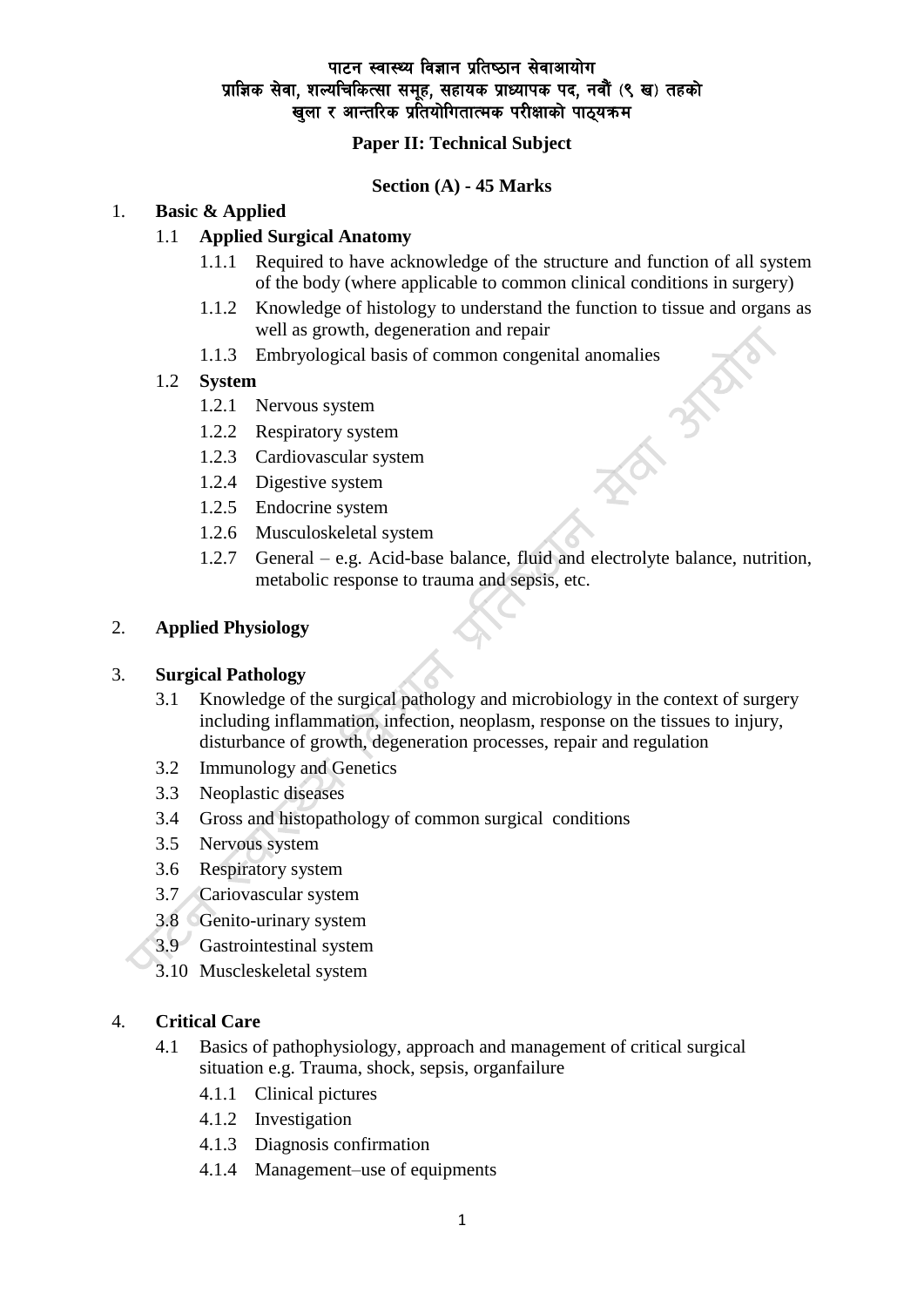# पाटन स्वास्थ्य विज्ञान प्रतिष्ठान सेवाआयोग
## प्राज्ञिक सेवा, शल्यचिकित्सा समूह, सहायक प्राध्यापक पद, नवौं (९ ख) तहको
## खुला र आन्तरिक प्रतियोगितात्मक परीक्षाको पाठ्यक्रम

**Paper II: Technical Subject**

**Section (A) - 45 Marks**

1. **Basic & Applied**
   - 1.1 **Applied Surgical Anatomy**
     - 1.1.1 Required to have acknowledge of the structure and function of all system of the body (where applicable to common clinical conditions in surgery)
     - 1.1.2 Knowledge of histology to understand the function to tissue and organs as well as growth, degeneration and repair
     - 1.1.3 Embryological basis of common congenital anomalies
   - 1.2 **System**
     - 1.2.1 Nervous system
     - 1.2.2 Respiratory system
     - 1.2.3 Cardiovascular system
     - 1.2.4 Digestive system
     - 1.2.5 Endocrine system
     - 1.2.6 Musculoskeletal system
     - 1.2.7 General – e.g. Acid-base balance, fluid and electrolyte balance, nutrition, metabolic response to trauma and sepsis, etc.

2. **Applied Physiology**

3. **Surgical Pathology**
   - 3.1 Knowledge of the surgical pathology and microbiology in the context of surgery including inflammation, infection, neoplasm, response on the tissues to injury, disturbance of growth, degeneration processes, repair and regulation
   - 3.2 Immunology and Genetics
   - 3.3 Neoplastic diseases
   - 3.4 Gross and histopathology of common surgical conditions
   - 3.5 Nervous system
   - 3.6 Respiratory system
   - 3.7 Cariovascular system
   - 3.8 Genito-urinary system
   - 3.9 Gastrointestinal system
   - 3.10 Muscleskeletal system

4. **Critical Care**
   - 4.1 Basics of pathophysiology, approach and management of critical surgical situation e.g. Trauma, shock, sepsis, organfailure
     - 4.1.1 Clinical pictures
     - 4.1.2 Investigation
     - 4.1.3 Diagnosis confirmation
     - 4.1.4 Management–use of equipments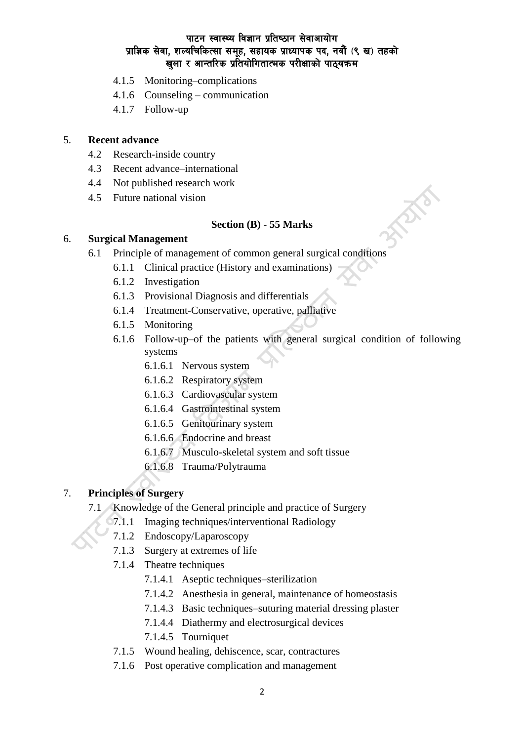4.1.5 Monitoring–complications
4.1.6 Counseling – communication
4.1.7 Follow-up

5. **Recent advance**
   - 4.2 Research-inside country
   - 4.3 Recent advance–international
   - 4.4 Not published research work
   - 4.5 Future national vision

**Section (B) - 55 Marks**

6. **Surgical Management**
   - 6.1 Principle of management of common general surgical conditions
     - 6.1.1 Clinical practice (History and examinations)
     - 6.1.2 Investigation
     - 6.1.3 Provisional Diagnosis and differentials
     - 6.1.4 Treatment-Conservative, operative, palliative
     - 6.1.5 Monitoring
     - 6.1.6 Follow-up–of the patients with general surgical condition of following systems
       - 6.1.6.1 Nervous system
       - 6.1.6.2 Respiratory system
       - 6.1.6.3 Cardiovascular system
       - 6.1.6.4 Gastrointestinal system
       - 6.1.6.5 Genitourinary system
       - 6.1.6.6 Endocrine and breast
       - 6.1.6.7 Musculo-skeletal system and soft tissue
       - 6.1.6.8 Trauma/Polytrauma

7. **Principles of Surgery**
   - 7.1 Knowledge of the General principle and practice of Surgery
     - 7.1.1 Imaging techniques/interventional Radiology
     - 7.1.2 Endoscopy/Laparoscopy
     - 7.1.3 Surgery at extremes of life
     - 7.1.4 Theatre techniques
       - 7.1.4.1 Aseptic techniques–sterilization
       - 7.1.4.2 Anesthesia in general, maintenance of homeostasis
       - 7.1.4.3 Basic techniques–suturing material dressing plaster
       - 7.1.4.4 Diathermy and electrosurgical devices
       - 7.1.4.5 Tourniquet
     - 7.1.5 Wound healing, dehiscence, scar, contractures
     - 7.1.6 Post operative complication and management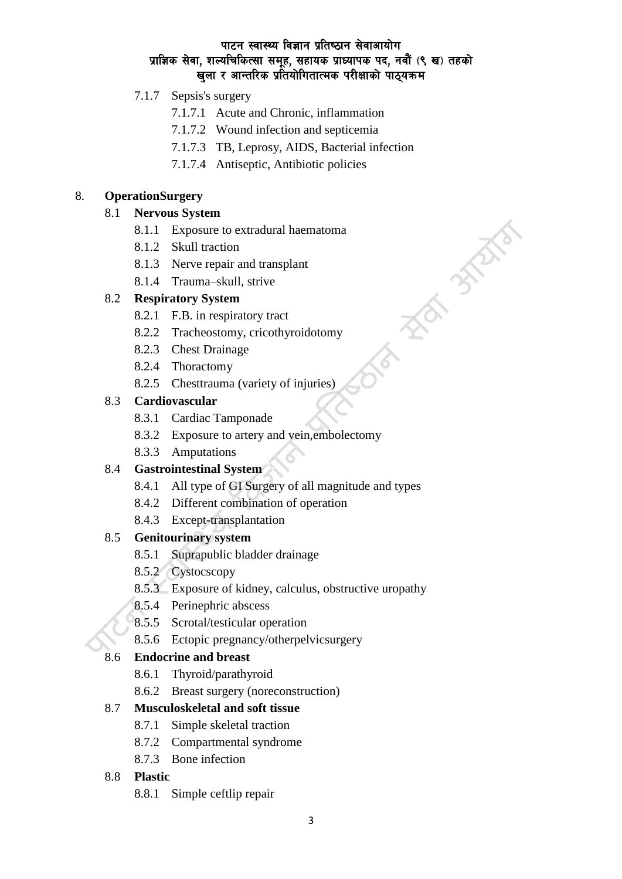- 7.1.7 Sepsis's surgery
    - 7.1.7.1 Acute and Chronic, inflammation
    - 7.1.7.2 Wound infection and septicemia
    - 7.1.7.3 TB, Leprosy, AIDS, Bacterial infection
    - 7.1.7.4 Antiseptic, Antibiotic policies

8. **OperationSurgery**
   - 8.1 **Nervous System**
     - 8.1.1 Exposure to extradural haematoma
     - 8.1.2 Skull traction
     - 8.1.3 Nerve repair and transplant
     - 8.1.4 Trauma–skull, strive
   - 8.2 **Respiratory System**
     - 8.2.1 F.B. in respiratory tract
     - 8.2.2 Tracheostomy, cricothyroidotomy
     - 8.2.3 Chest Drainage
     - 8.2.4 Thoractomy
     - 8.2.5 Chesttrauma (variety of injuries)
   - 8.3 **Cardiovascular**
     - 8.3.1 Cardiac Tamponade
     - 8.3.2 Exposure to artery and vein,embolectomy
     - 8.3.3 Amputations
   - 8.4 **Gastrointestinal System**
     - 8.4.1 All type of GI Surgery of all magnitude and types
     - 8.4.2 Different combination of operation
     - 8.4.3 Except-transplantation
   - 8.5 **Genitourinary system**
     - 8.5.1 Suprapublic bladder drainage
     - 8.5.2 Cystocscopy
     - 8.5.3 Exposure of kidney, calculus, obstructive uropathy
     - 8.5.4 Perinephric abscess
     - 8.5.5 Scrotal/testicular operation
     - 8.5.6 Ectopic pregnancy/otherpelvicsurgery
   - 8.6 **Endocrine and breast**
     - 8.6.1 Thyroid/parathyroid
     - 8.6.2 Breast surgery (noreconstruction)
   - 8.7 **Musculoskeletal and soft tissue**
     - 8.7.1 Simple skeletal traction
     - 8.7.2 Compartmental syndrome
     - 8.7.3 Bone infection
   - 8.8 **Plastic**
     - 8.8.1 Simple ceftlip repair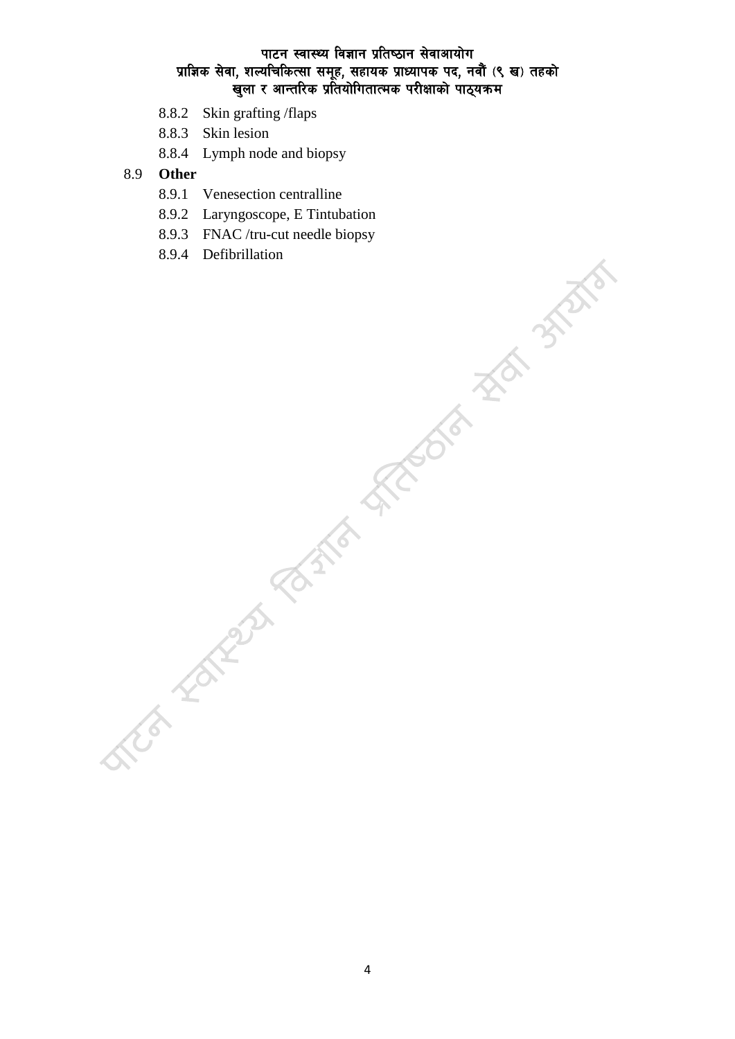- 8.8.2 Skin grafting /flaps
- 8.8.3 Skin lesion
- 8.8.4 Lymph node and biopsy

8.9 **Other**

- 8.9.1 Venesection centralline
- 8.9.2 Laryngoscope, E Tintubation
- 8.9.3 FNAC /tru-cut needle biopsy
- 8.9.4 Defibrillation